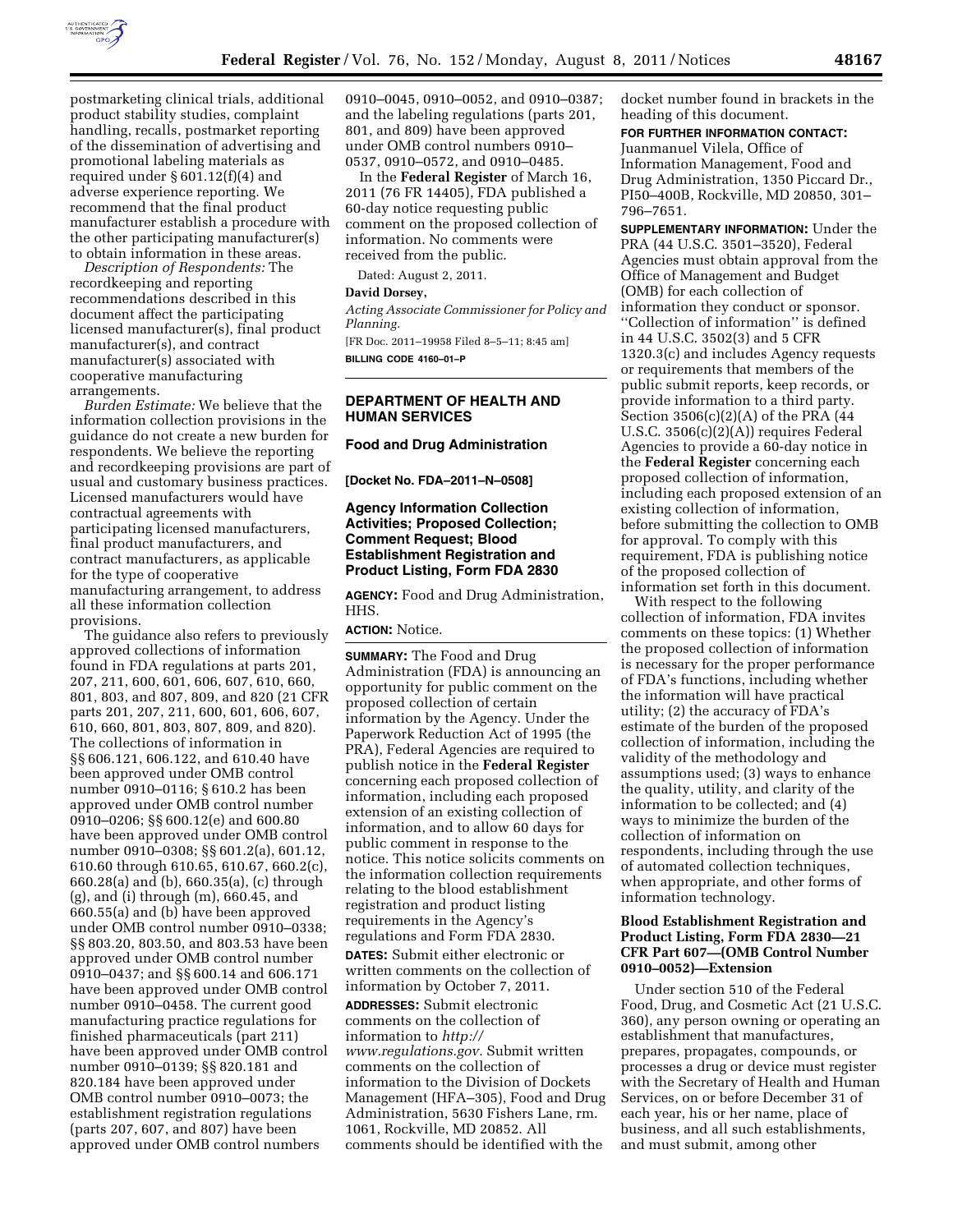postmarketing clinical trials, additional product stability studies, complaint handling, recalls, postmarket reporting of the dissemination of advertising and promotional labeling materials as required under § 601.12(f)(4) and adverse experience reporting. We recommend that the final product manufacturer establish a procedure with the other participating manufacturer(s) to obtain information in these areas.

*Description of Respondents:* The recordkeeping and reporting recommendations described in this document affect the participating licensed manufacturer(s), final product manufacturer(s), and contract manufacturer(s) associated with cooperative manufacturing arrangements.

*Burden Estimate:* We believe that the information collection provisions in the guidance do not create a new burden for respondents. We believe the reporting and recordkeeping provisions are part of usual and customary business practices. Licensed manufacturers would have contractual agreements with participating licensed manufacturers, final product manufacturers, and contract manufacturers, as applicable for the type of cooperative manufacturing arrangement, to address all these information collection provisions.

The guidance also refers to previously approved collections of information found in FDA regulations at parts 201, 207, 211, 600, 601, 606, 607, 610, 660, 801, 803, and 807, 809, and 820 (21 CFR parts 201, 207, 211, 600, 601, 606, 607, 610, 660, 801, 803, 807, 809, and 820). The collections of information in §§ 606.121, 606.122, and 610.40 have been approved under OMB control number 0910–0116; § 610.2 has been approved under OMB control number 0910–0206; §§ 600.12(e) and 600.80 have been approved under OMB control number 0910–0308; §§ 601.2(a), 601.12, 610.60 through 610.65, 610.67, 660.2(c), 660.28(a) and (b), 660.35(a), (c) through (g), and (i) through (m), 660.45, and 660.55(a) and (b) have been approved under OMB control number 0910–0338; §§ 803.20, 803.50, and 803.53 have been approved under OMB control number 0910–0437; and §§ 600.14 and 606.171 have been approved under OMB control number 0910–0458. The current good manufacturing practice regulations for finished pharmaceuticals (part 211) have been approved under OMB control number 0910–0139; §§ 820.181 and 820.184 have been approved under OMB control number 0910–0073; the establishment registration regulations (parts 207, 607, and 807) have been approved under OMB control numbers 0910–0045, 0910–0052, and 0910–0387; and the labeling regulations (parts 201, 801, and 809) have been approved under OMB control numbers 0910–0537, 0910–0572, and 0910–0485.

In the **Federal Register** of March 16, 2011 (76 FR 14405), FDA published a 60-day notice requesting public comment on the proposed collection of information. No comments were received from the public.

Dated: August 2, 2011.

**David Dorsey,**

*Acting Associate Commissioner for Policy and Planning.*

[FR Doc. 2011–19958 Filed 8–5–11; 8:45 am]

**BILLING CODE 4160–01–P**

---

## DEPARTMENT OF HEALTH AND HUMAN SERVICES

### Food and Drug Administration

**[Docket No. FDA–2011–N–0508]**

### Agency Information Collection Activities; Proposed Collection; Comment Request; Blood Establishment Registration and Product Listing, Form FDA 2830

**AGENCY:** Food and Drug Administration, HHS.

**ACTION:** Notice.

**SUMMARY:** The Food and Drug Administration (FDA) is announcing an opportunity for public comment on the proposed collection of certain information by the Agency. Under the Paperwork Reduction Act of 1995 (the PRA), Federal Agencies are required to publish notice in the **Federal Register** concerning each proposed collection of information, including each proposed extension of an existing collection of information, and to allow 60 days for public comment in response to the notice. This notice solicits comments on the information collection requirements relating to the blood establishment registration and product listing requirements in the Agency's regulations and Form FDA 2830.

**DATES:** Submit either electronic or written comments on the collection of information by October 7, 2011.

**ADDRESSES:** Submit electronic comments on the collection of information to *http://www.regulations.gov*. Submit written comments on the collection of information to the Division of Dockets Management (HFA–305), Food and Drug Administration, 5630 Fishers Lane, rm. 1061, Rockville, MD 20852. All comments should be identified with the docket number found in brackets in the heading of this document.

**FOR FURTHER INFORMATION CONTACT:** Juanmanuel Vilela, Office of Information Management, Food and Drug Administration, 1350 Piccard Dr., PI50–400B, Rockville, MD 20850, 301–796–7651.

**SUPPLEMENTARY INFORMATION:** Under the PRA (44 U.S.C. 3501–3520), Federal Agencies must obtain approval from the Office of Management and Budget (OMB) for each collection of information they conduct or sponsor. "Collection of information" is defined in 44 U.S.C. 3502(3) and 5 CFR 1320.3(c) and includes Agency requests or requirements that members of the public submit reports, keep records, or provide information to a third party. Section 3506(c)(2)(A) of the PRA (44 U.S.C. 3506(c)(2)(A)) requires Federal Agencies to provide a 60-day notice in the **Federal Register** concerning each proposed collection of information, including each proposed extension of an existing collection of information, before submitting the collection to OMB for approval. To comply with this requirement, FDA is publishing notice of the proposed collection of information set forth in this document.

With respect to the following collection of information, FDA invites comments on these topics: (1) Whether the proposed collection of information is necessary for the proper performance of FDA's functions, including whether the information will have practical utility; (2) the accuracy of FDA's estimate of the burden of the proposed collection of information, including the validity of the methodology and assumptions used; (3) ways to enhance the quality, utility, and clarity of the information to be collected; and (4) ways to minimize the burden of the collection of information on respondents, including through the use of automated collection techniques, when appropriate, and other forms of information technology.

#### Blood Establishment Registration and Product Listing, Form FDA 2830—21 CFR Part 607—(OMB Control Number 0910–0052)—Extension

Under section 510 of the Federal Food, Drug, and Cosmetic Act (21 U.S.C. 360), any person owning or operating an establishment that manufactures, prepares, propagates, compounds, or processes a drug or device must register with the Secretary of Health and Human Services, on or before December 31 of each year, his or her name, place of business, and all such establishments, and must submit, among other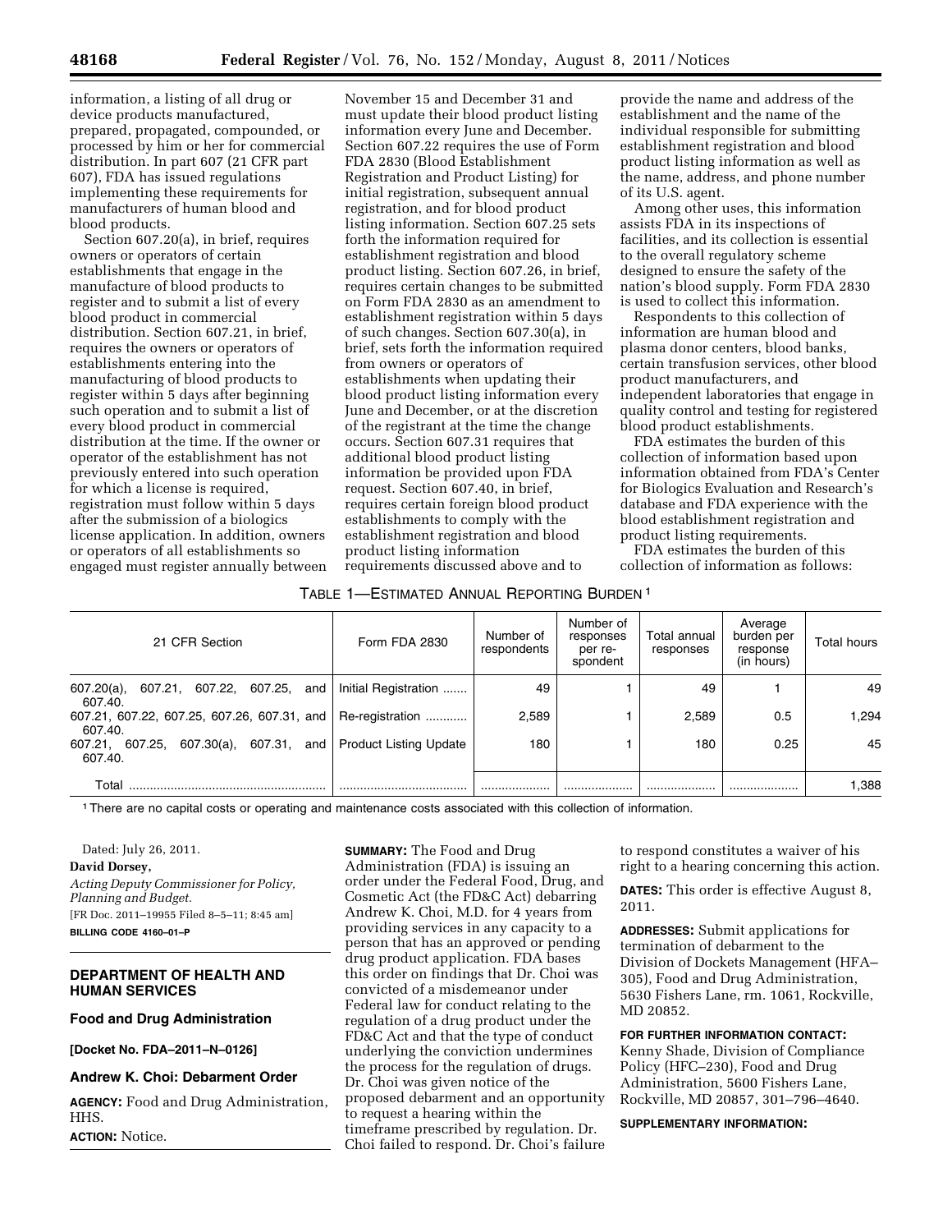information, a listing of all drug or device products manufactured, prepared, propagated, compounded, or processed by him or her for commercial distribution. In part 607 (21 CFR part 607), FDA has issued regulations implementing these requirements for manufacturers of human blood and blood products.

Section 607.20(a), in brief, requires owners or operators of certain establishments that engage in the manufacture of blood products to register and to submit a list of every blood product in commercial distribution. Section 607.21, in brief, requires the owners or operators of establishments entering into the manufacturing of blood products to register within 5 days after beginning such operation and to submit a list of every blood product in commercial distribution at the time. If the owner or operator of the establishment has not previously entered into such operation for which a license is required, registration must follow within 5 days after the submission of a biologics license application. In addition, owners or operators of all establishments so engaged must register annually between November 15 and December 31 and must update their blood product listing information every June and December. Section 607.22 requires the use of Form FDA 2830 (Blood Establishment Registration and Product Listing) for initial registration, subsequent annual registration, and for blood product listing information. Section 607.25 sets forth the information required for establishment registration and blood product listing. Section 607.26, in brief, requires certain changes to be submitted on Form FDA 2830 as an amendment to establishment registration within 5 days of such changes. Section 607.30(a), in brief, sets forth the information required from owners or operators of establishments when updating their blood product listing information every June and December, or at the discretion of the registrant at the time the change occurs. Section 607.31 requires that additional blood product listing information be provided upon FDA request. Section 607.40, in brief, requires certain foreign blood product establishments to comply with the establishment registration and blood product listing information requirements discussed above and to provide the name and address of the establishment and the name of the individual responsible for submitting establishment registration and blood product listing information as well as the name, address, and phone number of its U.S. agent.

Among other uses, this information assists FDA in its inspections of facilities, and its collection is essential to the overall regulatory scheme designed to ensure the safety of the nation's blood supply. Form FDA 2830 is used to collect this information.

Respondents to this collection of information are human blood and plasma donor centers, blood banks, certain transfusion services, other blood product manufacturers, and independent laboratories that engage in quality control and testing for registered blood product establishments.

FDA estimates the burden of this collection of information based upon information obtained from FDA's Center for Biologics Evaluation and Research's database and FDA experience with the blood establishment registration and product listing requirements.

FDA estimates the burden of this collection of information as follows:

TABLE 1—ESTIMATED ANNUAL REPORTING BURDEN [1]

| 21 CFR Section | Form FDA 2830 | Number of respondents | Number of responses per respondent | Total annual responses | Average burden per response (in hours) | Total hours |
|---|---|---|---|---|---|---|
| 607.20(a), 607.21, 607.22, 607.25, and 607.40. | Initial Registration ....... | 49 | 1 | 49 | 1 | 49 |
| 607.21, 607.22, 607.25, 607.26, 607.31, and 607.40. | Re-registration ............ | 2,589 | 1 | 2,589 | 0.5 | 1,294 |
| 607.21, 607.25, 607.30(a), 607.31, and 607.40. | Product Listing Update | 180 | 1 | 180 | 0.25 | 45 |
| Total ......................................................... | ..................................... | .................... | .................... | .................... | .................... | 1,388 |

[1] There are no capital costs or operating and maintenance costs associated with this collection of information.

Dated: July 26, 2011.

**David Dorsey,**

*Acting Deputy Commissioner for Policy, Planning and Budget.*

[FR Doc. 2011–19955 Filed 8–5–11; 8:45 am]

**BILLING CODE 4160–01–P**

## DEPARTMENT OF HEALTH AND HUMAN SERVICES

### Food and Drug Administration

**[Docket No. FDA–2011–N–0126]**

### Andrew K. Choi: Debarment Order

**AGENCY:** Food and Drug Administration, HHS.

**ACTION:** Notice.

**SUMMARY:** The Food and Drug Administration (FDA) is issuing an order under the Federal Food, Drug, and Cosmetic Act (the FD&C Act) debarring Andrew K. Choi, M.D. for 4 years from providing services in any capacity to a person that has an approved or pending drug product application. FDA bases this order on findings that Dr. Choi was convicted of a misdemeanor under Federal law for conduct relating to the regulation of a drug product under the FD&C Act and that the type of conduct underlying the conviction undermines the process for the regulation of drugs. Dr. Choi was given notice of the proposed debarment and an opportunity to request a hearing within the timeframe prescribed by regulation. Dr. Choi failed to respond. Dr. Choi's failure to respond constitutes a waiver of his right to a hearing concerning this action.

**DATES:** This order is effective August 8, 2011.

**ADDRESSES:** Submit applications for termination of debarment to the Division of Dockets Management (HFA–305), Food and Drug Administration, 5630 Fishers Lane, rm. 1061, Rockville, MD 20852.

**FOR FURTHER INFORMATION CONTACT:** Kenny Shade, Division of Compliance Policy (HFC–230), Food and Drug Administration, 5600 Fishers Lane, Rockville, MD 20857, 301–796–4640.

**SUPPLEMENTARY INFORMATION:**